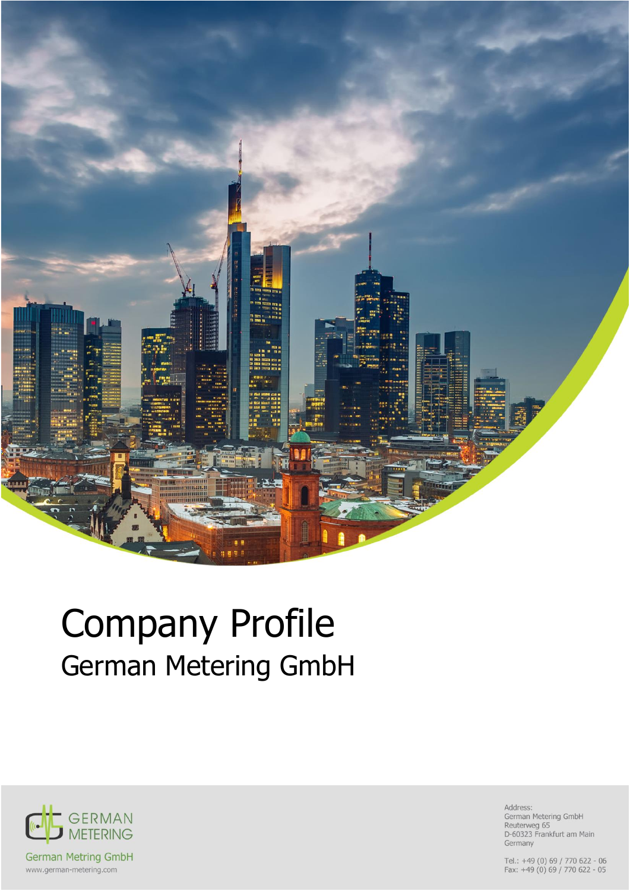# Company Profile

## German Metering GmbH

GERMAN METERING

German Metring GmbH

www.german-metering.com

Address:
German Metering GmbH
Reuterweg 65
D-60323 Frankfurt am Main
Germany

Tel.: +49 (0) 69 / 770 622 - 06
Fax: +49 (0) 69 / 770 622 - 05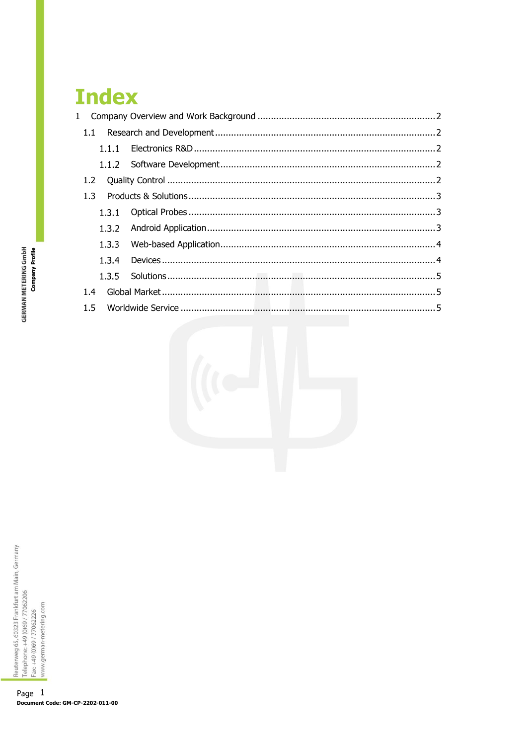# Index

1 Company Overview and Work Background .................................................................. 2

1.1 Research and Development .................................................................................. 2

1.1.1 Electronics R&D ............................................................................................ 2

1.1.2 Software Development .................................................................................. 2

1.2 Quality Control ..................................................................................................... 2

1.3 Products & Solutions ............................................................................................ 3

1.3.1 Optical Probes ............................................................................................... 3

1.3.2 Android Application ...................................................................................... 3

1.3.3 Web-based Application .................................................................................. 4

1.3.4 Devices .......................................................................................................... 4

1.3.5 Solutions ........................................................................................................ 5

1.4 Global Market ....................................................................................................... 5

1.5 Worldwide Service ................................................................................................ 5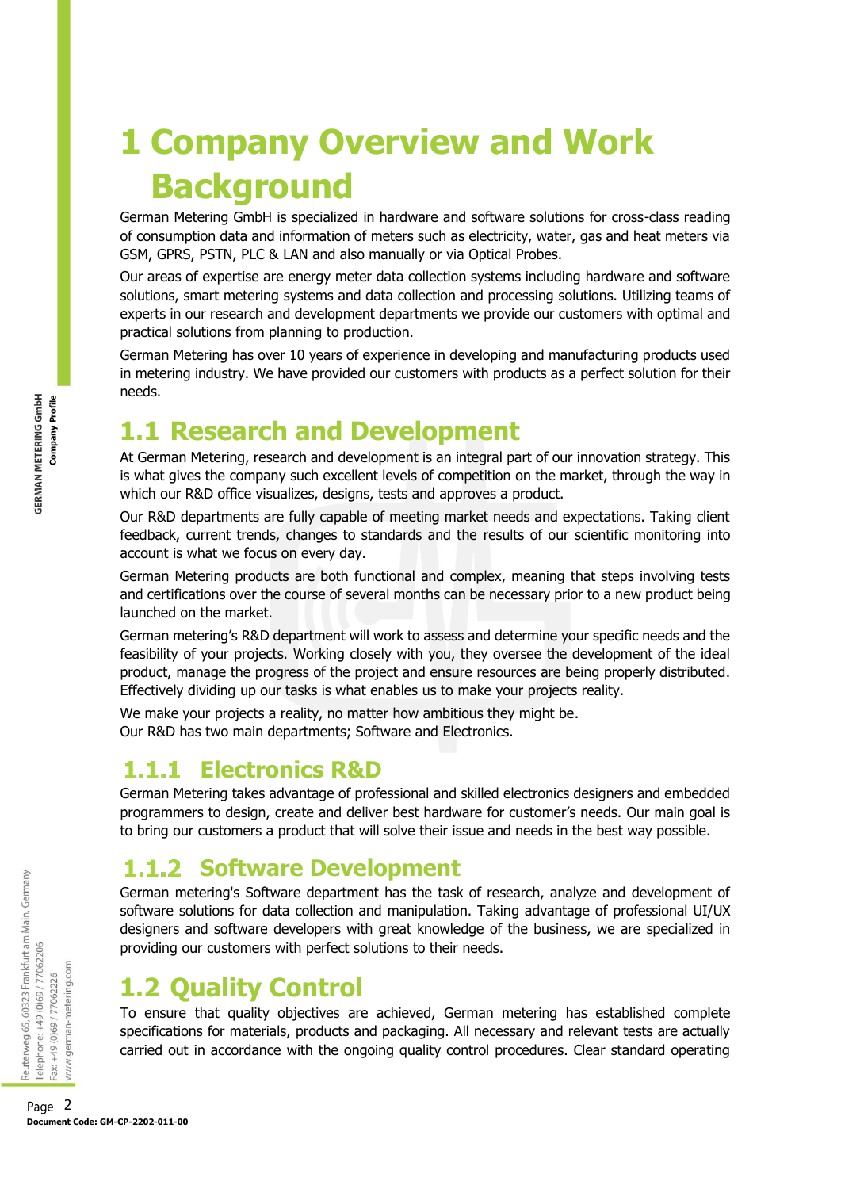# 1 Company Overview and Work Background

German Metering GmbH is specialized in hardware and software solutions for cross-class reading of consumption data and information of meters such as electricity, water, gas and heat meters via GSM, GPRS, PSTN, PLC & LAN and also manually or via Optical Probes.

Our areas of expertise are energy meter data collection systems including hardware and software solutions, smart metering systems and data collection and processing solutions. Utilizing teams of experts in our research and development departments we provide our customers with optimal and practical solutions from planning to production.

German Metering has over 10 years of experience in developing and manufacturing products used in metering industry. We have provided our customers with products as a perfect solution for their needs.

## 1.1 Research and Development

At German Metering, research and development is an integral part of our innovation strategy. This is what gives the company such excellent levels of competition on the market, through the way in which our R&D office visualizes, designs, tests and approves a product.

Our R&D departments are fully capable of meeting market needs and expectations. Taking client feedback, current trends, changes to standards and the results of our scientific monitoring into account is what we focus on every day.

German Metering products are both functional and complex, meaning that steps involving tests and certifications over the course of several months can be necessary prior to a new product being launched on the market.

German metering's R&D department will work to assess and determine your specific needs and the feasibility of your projects. Working closely with you, they oversee the development of the ideal product, manage the progress of the project and ensure resources are being properly distributed. Effectively dividing up our tasks is what enables us to make your projects reality.

We make your projects a reality, no matter how ambitious they might be.
Our R&D has two main departments; Software and Electronics.

### 1.1.1 Electronics R&D

German Metering takes advantage of professional and skilled electronics designers and embedded programmers to design, create and deliver best hardware for customer's needs. Our main goal is to bring our customers a product that will solve their issue and needs in the best way possible.

### 1.1.2 Software Development

German metering's Software department has the task of research, analyze and development of software solutions for data collection and manipulation. Taking advantage of professional UI/UX designers and software developers with great knowledge of the business, we are specialized in providing our customers with perfect solutions to their needs.

## 1.2 Quality Control

To ensure that quality objectives are achieved, German metering has established complete specifications for materials, products and packaging. All necessary and relevant tests are actually carried out in accordance with the ongoing quality control procedures. Clear standard operating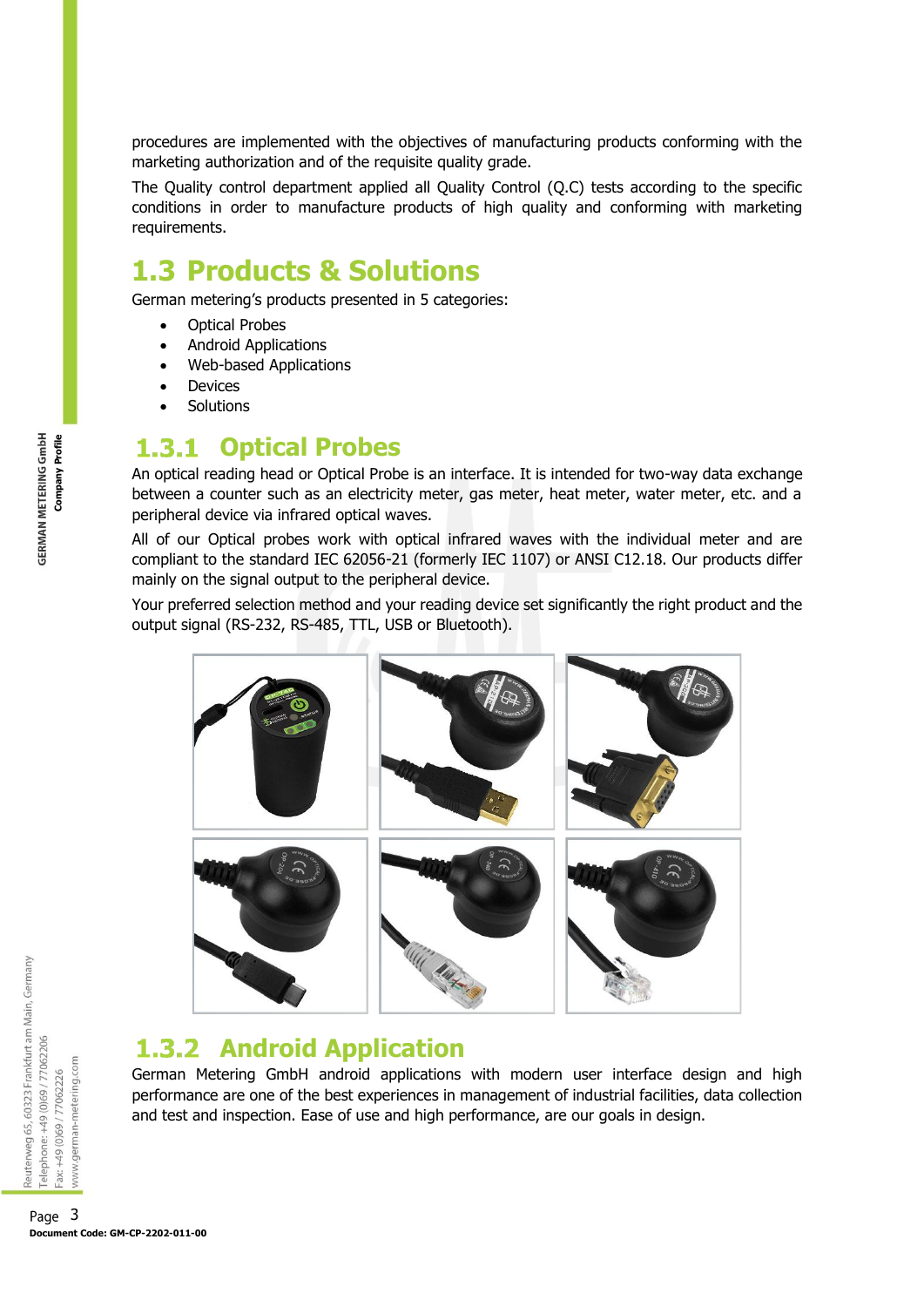procedures are implemented with the objectives of manufacturing products conforming with the marketing authorization and of the requisite quality grade.

The Quality control department applied all Quality Control (Q.C) tests according to the specific conditions in order to manufacture products of high quality and conforming with marketing requirements.

## 1.3 Products & Solutions

German metering's products presented in 5 categories:

- Optical Probes
- Android Applications
- Web-based Applications
- Devices
- Solutions

### 1.3.1 Optical Probes

An optical reading head or Optical Probe is an interface. It is intended for two-way data exchange between a counter such as an electricity meter, gas meter, heat meter, water meter, etc. and a peripheral device via infrared optical waves.

All of our Optical probes work with optical infrared waves with the individual meter and are compliant to the standard IEC 62056-21 (formerly IEC 1107) or ANSI C12.18. Our products differ mainly on the signal output to the peripheral device.

Your preferred selection method and your reading device set significantly the right product and the output signal (RS-232, RS-485, TTL, USB or Bluetooth).

### 1.3.2 Android Application

German Metering GmbH android applications with modern user interface design and high performance are one of the best experiences in management of industrial facilities, data collection and test and inspection. Ease of use and high performance, are our goals in design.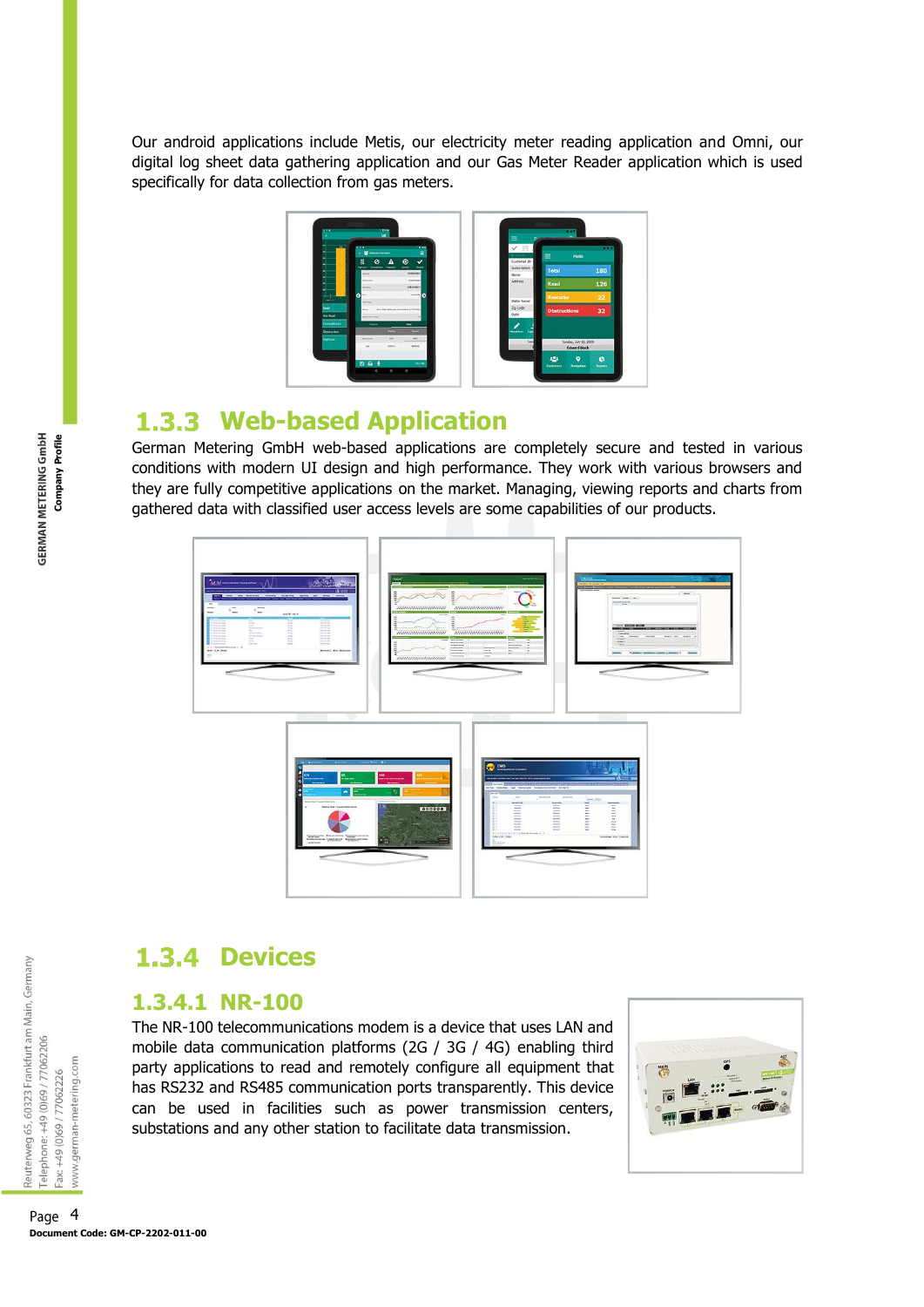Our android applications include Metis, our electricity meter reading application and Omni, our digital log sheet data gathering application and our Gas Meter Reader application which is used specifically for data collection from gas meters.

### 1.3.3 Web-based Application

German Metering GmbH web-based applications are completely secure and tested in various conditions with modern UI design and high performance. They work with various browsers and they are fully competitive applications on the market. Managing, viewing reports and charts from gathered data with classified user access levels are some capabilities of our products.

### 1.3.4 Devices

#### 1.3.4.1 NR-100

The NR-100 telecommunications modem is a device that uses LAN and mobile data communication platforms (2G / 3G / 4G) enabling third party applications to read and remotely configure all equipment that has RS232 and RS485 communication ports transparently. This device can be used in facilities such as power transmission centers, substations and any other station to facilitate data transmission.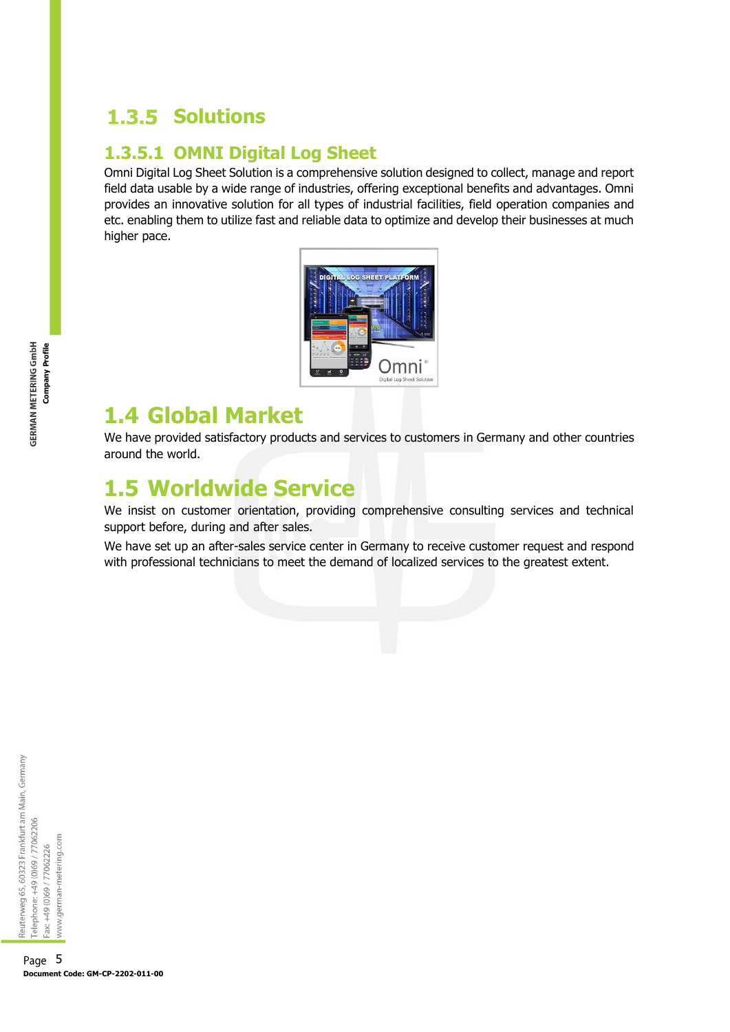## 1.3.5 Solutions

### 1.3.5.1 OMNI Digital Log Sheet

Omni Digital Log Sheet Solution is a comprehensive solution designed to collect, manage and report field data usable by a wide range of industries, offering exceptional benefits and advantages. Omni provides an innovative solution for all types of industrial facilities, field operation companies and etc. enabling them to utilize fast and reliable data to optimize and develop their businesses at much higher pace.

## 1.4 Global Market

We have provided satisfactory products and services to customers in Germany and other countries around the world.

## 1.5 Worldwide Service

We insist on customer orientation, providing comprehensive consulting services and technical support before, during and after sales.

We have set up an after-sales service center in Germany to receive customer request and respond with professional technicians to meet the demand of localized services to the greatest extent.